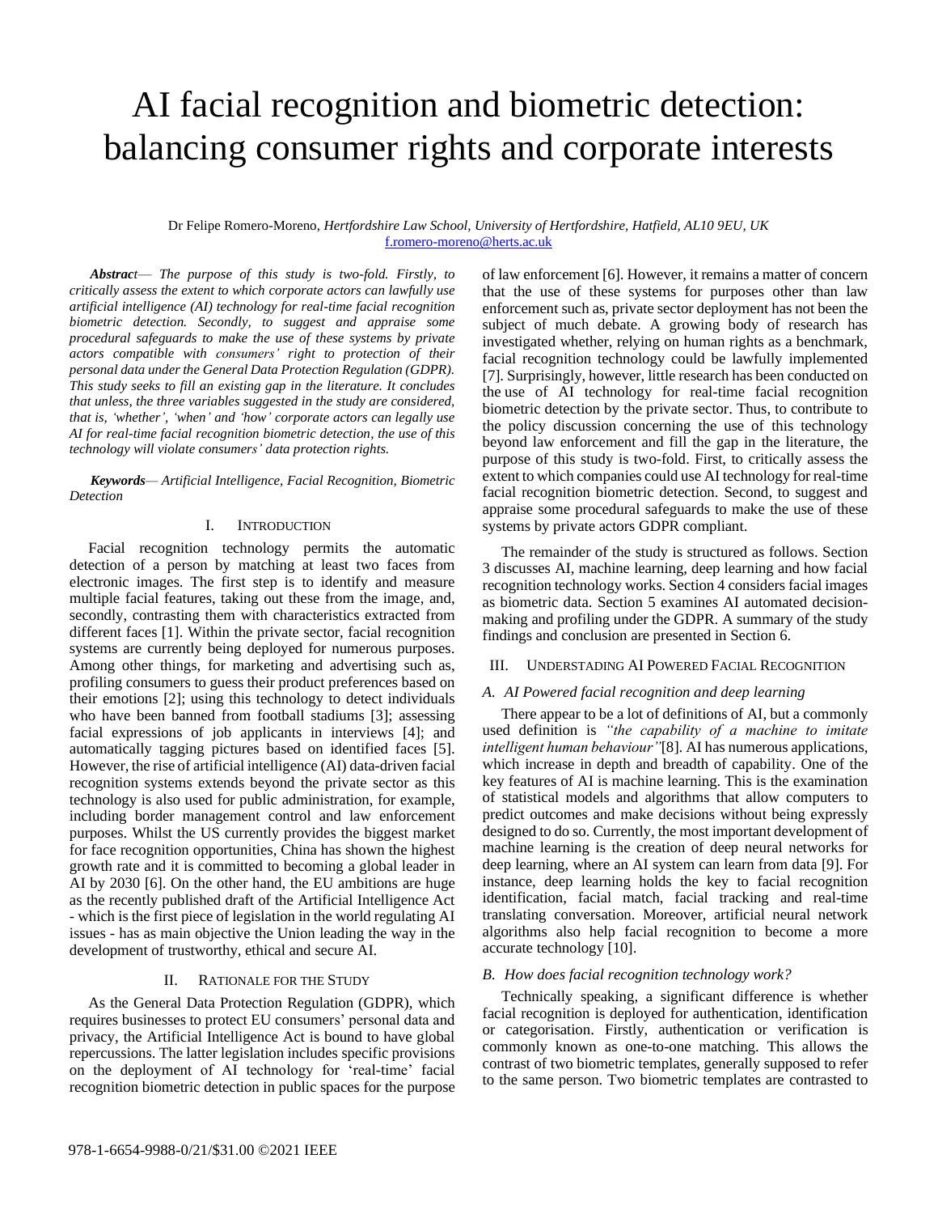# AI facial recognition and biometric detection: balancing consumer rights and corporate interests

Dr Felipe Romero-Moreno, *Hertfordshire Law School, University of Hertfordshire, Hatfield, AL10 9EU, UK*
f.romero-moreno@herts.ac.uk

***Abstract***— *The purpose of this study is two-fold. Firstly, to critically assess the extent to which corporate actors can lawfully use artificial intelligence (AI) technology for real-time facial recognition biometric detection. Secondly, to suggest and appraise some procedural safeguards to make the use of these systems by private actors compatible with consumers' right to protection of their personal data under the General Data Protection Regulation (GDPR). This study seeks to fill an existing gap in the literature. It concludes that unless, the three variables suggested in the study are considered, that is, 'whether', 'when' and 'how' corporate actors can legally use AI for real-time facial recognition biometric detection, the use of this technology will violate consumers' data protection rights.*

***Keywords***— *Artificial Intelligence, Facial Recognition, Biometric Detection*

## I. Introduction

Facial recognition technology permits the automatic detection of a person by matching at least two faces from electronic images. The first step is to identify and measure multiple facial features, taking out these from the image, and, secondly, contrasting them with characteristics extracted from different faces [1]. Within the private sector, facial recognition systems are currently being deployed for numerous purposes. Among other things, for marketing and advertising such as, profiling consumers to guess their product preferences based on their emotions [2]; using this technology to detect individuals who have been banned from football stadiums [3]; assessing facial expressions of job applicants in interviews [4]; and automatically tagging pictures based on identified faces [5]. However, the rise of artificial intelligence (AI) data-driven facial recognition systems extends beyond the private sector as this technology is also used for public administration, for example, including border management control and law enforcement purposes. Whilst the US currently provides the biggest market for face recognition opportunities, China has shown the highest growth rate and it is committed to becoming a global leader in AI by 2030 [6]. On the other hand, the EU ambitions are huge as the recently published draft of the Artificial Intelligence Act - which is the first piece of legislation in the world regulating AI issues - has as main objective the Union leading the way in the development of trustworthy, ethical and secure AI.

## II. Rationale for the Study

As the General Data Protection Regulation (GDPR), which requires businesses to protect EU consumers' personal data and privacy, the Artificial Intelligence Act is bound to have global repercussions. The latter legislation includes specific provisions on the deployment of AI technology for 'real-time' facial recognition biometric detection in public spaces for the purpose of law enforcement [6]. However, it remains a matter of concern that the use of these systems for purposes other than law enforcement such as, private sector deployment has not been the subject of much debate. A growing body of research has investigated whether, relying on human rights as a benchmark, facial recognition technology could be lawfully implemented [7]. Surprisingly, however, little research has been conducted on the use of AI technology for real-time facial recognition biometric detection by the private sector. Thus, to contribute to the policy discussion concerning the use of this technology beyond law enforcement and fill the gap in the literature, the purpose of this study is two-fold. First, to critically assess the extent to which companies could use AI technology for real-time facial recognition biometric detection. Second, to suggest and appraise some procedural safeguards to make the use of these systems by private actors GDPR compliant.

The remainder of the study is structured as follows. Section 3 discusses AI, machine learning, deep learning and how facial recognition technology works. Section 4 considers facial images as biometric data. Section 5 examines AI automated decision-making and profiling under the GDPR. A summary of the study findings and conclusion are presented in Section 6.

## III. Understading AI Powered Facial Recognition

### A. AI Powered facial recognition and deep learning

There appear to be a lot of definitions of AI, but a commonly used definition is *"the capability of a machine to imitate intelligent human behaviour"*[8]. AI has numerous applications, which increase in depth and breadth of capability. One of the key features of AI is machine learning. This is the examination of statistical models and algorithms that allow computers to predict outcomes and make decisions without being expressly designed to do so. Currently, the most important development of machine learning is the creation of deep neural networks for deep learning, where an AI system can learn from data [9]. For instance, deep learning holds the key to facial recognition identification, facial match, facial tracking and real-time translating conversation. Moreover, artificial neural network algorithms also help facial recognition to become a more accurate technology [10].

### B. How does facial recognition technology work?

Technically speaking, a significant difference is whether facial recognition is deployed for authentication, identification or categorisation. Firstly, authentication or verification is commonly known as one-to-one matching. This allows the contrast of two biometric templates, generally supposed to refer to the same person. Two biometric templates are contrasted to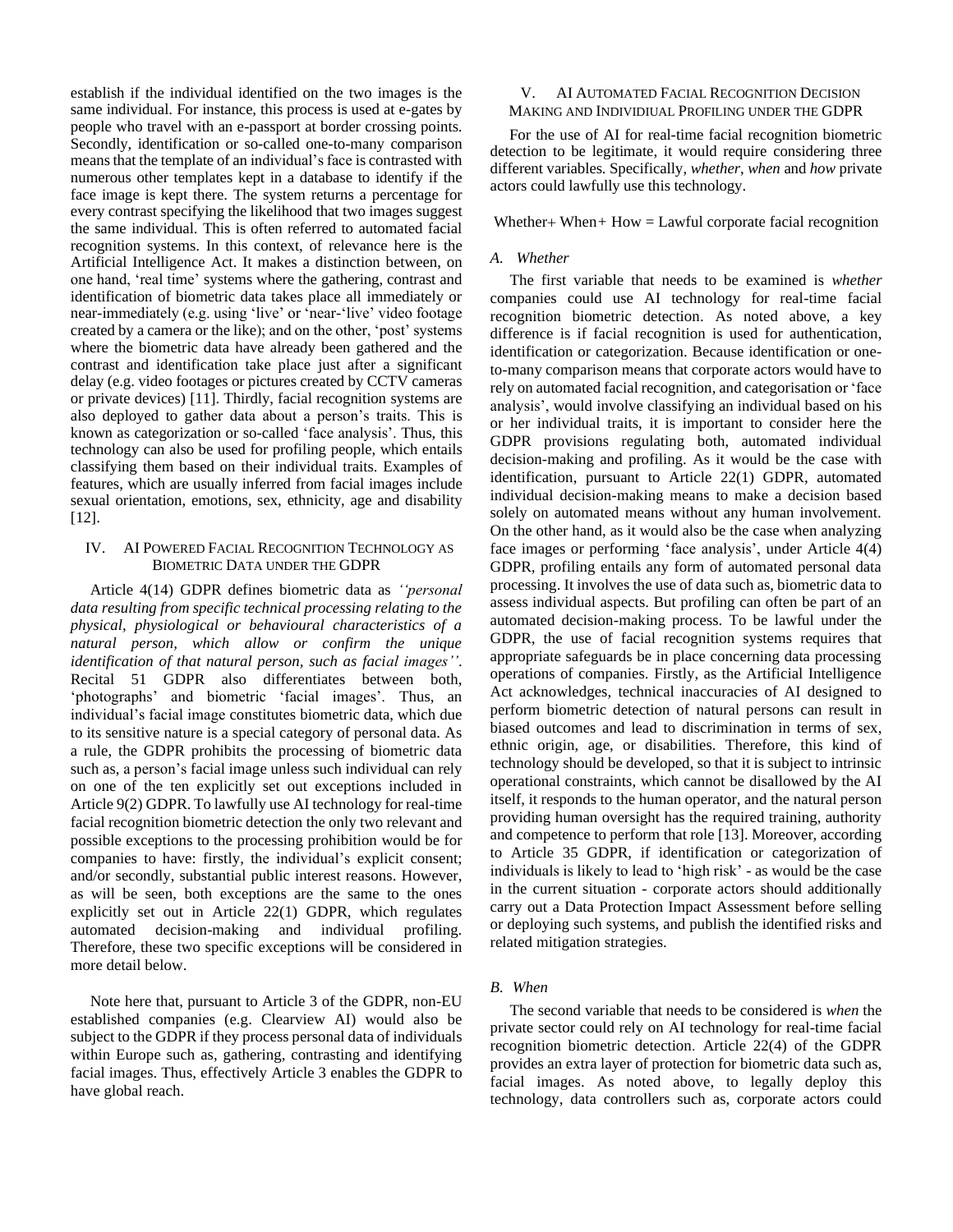establish if the individual identified on the two images is the same individual. For instance, this process is used at e-gates by people who travel with an e-passport at border crossing points. Secondly, identification or so-called one-to-many comparison means that the template of an individual's face is contrasted with numerous other templates kept in a database to identify if the face image is kept there. The system returns a percentage for every contrast specifying the likelihood that two images suggest the same individual. This is often referred to automated facial recognition systems. In this context, of relevance here is the Artificial Intelligence Act. It makes a distinction between, on one hand, 'real time' systems where the gathering, contrast and identification of biometric data takes place all immediately or near-immediately (e.g. using 'live' or 'near-'live' video footage created by a camera or the like); and on the other, 'post' systems where the biometric data have already been gathered and the contrast and identification take place just after a significant delay (e.g. video footages or pictures created by CCTV cameras or private devices) [11]. Thirdly, facial recognition systems are also deployed to gather data about a person's traits. This is known as categorization or so-called 'face analysis'. Thus, this technology can also be used for profiling people, which entails classifying them based on their individual traits. Examples of features, which are usually inferred from facial images include sexual orientation, emotions, sex, ethnicity, age and disability [12].

## IV. AI Powered Facial Recognition Technology as Biometric Data under the GDPR

Article 4(14) GDPR defines biometric data as *''personal data resulting from specific technical processing relating to the physical, physiological or behavioural characteristics of a natural person, which allow or confirm the unique identification of that natural person, such as facial images''*. Recital 51 GDPR also differentiates between both, 'photographs' and biometric 'facial images'. Thus, an individual's facial image constitutes biometric data, which due to its sensitive nature is a special category of personal data. As a rule, the GDPR prohibits the processing of biometric data such as, a person's facial image unless such individual can rely on one of the ten explicitly set out exceptions included in Article 9(2) GDPR. To lawfully use AI technology for real-time facial recognition biometric detection the only two relevant and possible exceptions to the processing prohibition would be for companies to have: firstly, the individual's explicit consent; and/or secondly, substantial public interest reasons. However, as will be seen, both exceptions are the same to the ones explicitly set out in Article 22(1) GDPR, which regulates automated decision-making and individual profiling. Therefore, these two specific exceptions will be considered in more detail below.

Note here that, pursuant to Article 3 of the GDPR, non-EU established companies (e.g. Clearview AI) would also be subject to the GDPR if they process personal data of individuals within Europe such as, gathering, contrasting and identifying facial images. Thus, effectively Article 3 enables the GDPR to have global reach.

## V. AI Automated Facial Recognition Decision Making and Individiual Profiling under the GDPR

For the use of AI for real-time facial recognition biometric detection to be legitimate, it would require considering three different variables. Specifically, *whether*, *when* and *how* private actors could lawfully use this technology.

Whether+ When+ How = Lawful corporate facial recognition

### A. Whether

The first variable that needs to be examined is *whether* companies could use AI technology for real-time facial recognition biometric detection. As noted above, a key difference is if facial recognition is used for authentication, identification or categorization. Because identification or one-to-many comparison means that corporate actors would have to rely on automated facial recognition, and categorisation or 'face analysis', would involve classifying an individual based on his or her individual traits, it is important to consider here the GDPR provisions regulating both, automated individual decision-making and profiling. As it would be the case with identification, pursuant to Article 22(1) GDPR, automated individual decision-making means to make a decision based solely on automated means without any human involvement. On the other hand, as it would also be the case when analyzing face images or performing 'face analysis', under Article 4(4) GDPR, profiling entails any form of automated personal data processing. It involves the use of data such as, biometric data to assess individual aspects. But profiling can often be part of an automated decision-making process. To be lawful under the GDPR, the use of facial recognition systems requires that appropriate safeguards be in place concerning data processing operations of companies. Firstly, as the Artificial Intelligence Act acknowledges, technical inaccuracies of AI designed to perform biometric detection of natural persons can result in biased outcomes and lead to discrimination in terms of sex, ethnic origin, age, or disabilities. Therefore, this kind of technology should be developed, so that it is subject to intrinsic operational constraints, which cannot be disallowed by the AI itself, it responds to the human operator, and the natural person providing human oversight has the required training, authority and competence to perform that role [13]. Moreover, according to Article 35 GDPR, if identification or categorization of individuals is likely to lead to 'high risk' - as would be the case in the current situation - corporate actors should additionally carry out a Data Protection Impact Assessment before selling or deploying such systems, and publish the identified risks and related mitigation strategies.

### B. When

The second variable that needs to be considered is *when* the private sector could rely on AI technology for real-time facial recognition biometric detection. Article 22(4) of the GDPR provides an extra layer of protection for biometric data such as, facial images. As noted above, to legally deploy this technology, data controllers such as, corporate actors could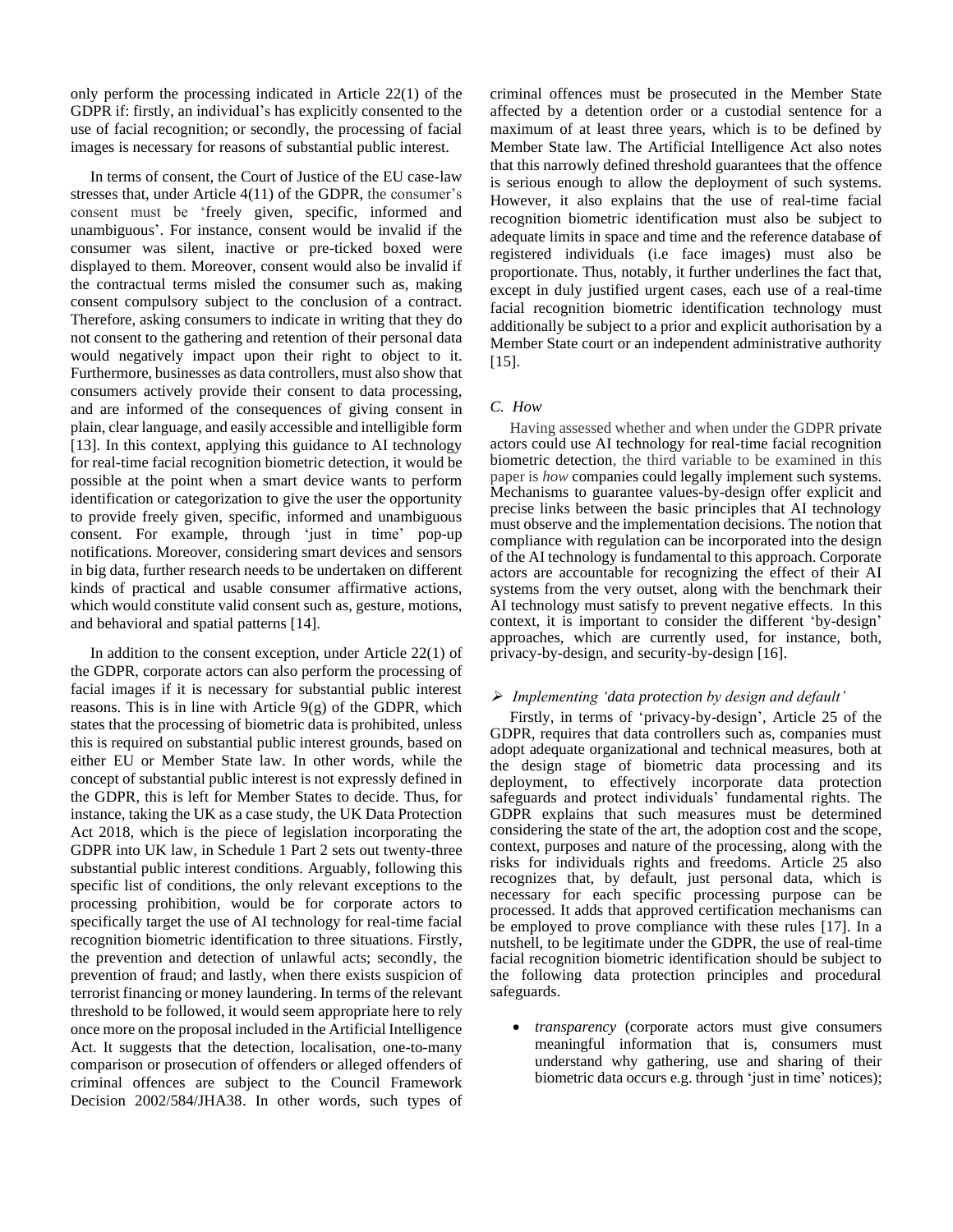only perform the processing indicated in Article 22(1) of the GDPR if: firstly, an individual's has explicitly consented to the use of facial recognition; or secondly, the processing of facial images is necessary for reasons of substantial public interest.

In terms of consent, the Court of Justice of the EU case-law stresses that, under Article 4(11) of the GDPR, the consumer's consent must be 'freely given, specific, informed and unambiguous'. For instance, consent would be invalid if the consumer was silent, inactive or pre-ticked boxed were displayed to them. Moreover, consent would also be invalid if the contractual terms misled the consumer such as, making consent compulsory subject to the conclusion of a contract. Therefore, asking consumers to indicate in writing that they do not consent to the gathering and retention of their personal data would negatively impact upon their right to object to it. Furthermore, businesses as data controllers, must also show that consumers actively provide their consent to data processing, and are informed of the consequences of giving consent in plain, clear language, and easily accessible and intelligible form [13]. In this context, applying this guidance to AI technology for real-time facial recognition biometric detection, it would be possible at the point when a smart device wants to perform identification or categorization to give the user the opportunity to provide freely given, specific, informed and unambiguous consent. For example, through 'just in time' pop-up notifications. Moreover, considering smart devices and sensors in big data, further research needs to be undertaken on different kinds of practical and usable consumer affirmative actions, which would constitute valid consent such as, gesture, motions, and behavioral and spatial patterns [14].

In addition to the consent exception, under Article 22(1) of the GDPR, corporate actors can also perform the processing of facial images if it is necessary for substantial public interest reasons. This is in line with Article 9(g) of the GDPR, which states that the processing of biometric data is prohibited, unless this is required on substantial public interest grounds, based on either EU or Member State law. In other words, while the concept of substantial public interest is not expressly defined in the GDPR, this is left for Member States to decide. Thus, for instance, taking the UK as a case study, the UK Data Protection Act 2018, which is the piece of legislation incorporating the GDPR into UK law, in Schedule 1 Part 2 sets out twenty-three substantial public interest conditions. Arguably, following this specific list of conditions, the only relevant exceptions to the processing prohibition, would be for corporate actors to specifically target the use of AI technology for real-time facial recognition biometric identification to three situations. Firstly, the prevention and detection of unlawful acts; secondly, the prevention of fraud; and lastly, when there exists suspicion of terrorist financing or money laundering. In terms of the relevant threshold to be followed, it would seem appropriate here to rely once more on the proposal included in the Artificial Intelligence Act. It suggests that the detection, localisation, one-to-many comparison or prosecution of offenders or alleged offenders of criminal offences are subject to the Council Framework Decision 2002/584/JHA38. In other words, such types of criminal offences must be prosecuted in the Member State affected by a detention order or a custodial sentence for a maximum of at least three years, which is to be defined by Member State law. The Artificial Intelligence Act also notes that this narrowly defined threshold guarantees that the offence is serious enough to allow the deployment of such systems. However, it also explains that the use of real-time facial recognition biometric identification must also be subject to adequate limits in space and time and the reference database of registered individuals (i.e face images) must also be proportionate. Thus, notably, it further underlines the fact that, except in duly justified urgent cases, each use of a real-time facial recognition biometric identification technology must additionally be subject to a prior and explicit authorisation by a Member State court or an independent administrative authority [15].

### *C. How*

Having assessed whether and when under the GDPR private actors could use AI technology for real-time facial recognition biometric detection, the third variable to be examined in this paper is *how* companies could legally implement such systems. Mechanisms to guarantee values-by-design offer explicit and precise links between the basic principles that AI technology must observe and the implementation decisions. The notion that compliance with regulation can be incorporated into the design of the AI technology is fundamental to this approach. Corporate actors are accountable for recognizing the effect of their AI systems from the very outset, along with the benchmark their AI technology must satisfy to prevent negative effects. In this context, it is important to consider the different 'by-design' approaches, which are currently used, for instance, both, privacy-by-design, and security-by-design [16].

➢ *Implementing 'data protection by design and default'*

Firstly, in terms of 'privacy-by-design', Article 25 of the GDPR, requires that data controllers such as, companies must adopt adequate organizational and technical measures, both at the design stage of biometric data processing and its deployment, to effectively incorporate data protection safeguards and protect individuals' fundamental rights. The GDPR explains that such measures must be determined considering the state of the art, the adoption cost and the scope, context, purposes and nature of the processing, along with the risks for individuals rights and freedoms. Article 25 also recognizes that, by default, just personal data, which is necessary for each specific processing purpose can be processed. It adds that approved certification mechanisms can be employed to prove compliance with these rules [17]. In a nutshell, to be legitimate under the GDPR, the use of real-time facial recognition biometric identification should be subject to the following data protection principles and procedural safeguards.

- *transparency* (corporate actors must give consumers meaningful information that is, consumers must understand why gathering, use and sharing of their biometric data occurs e.g. through 'just in time' notices);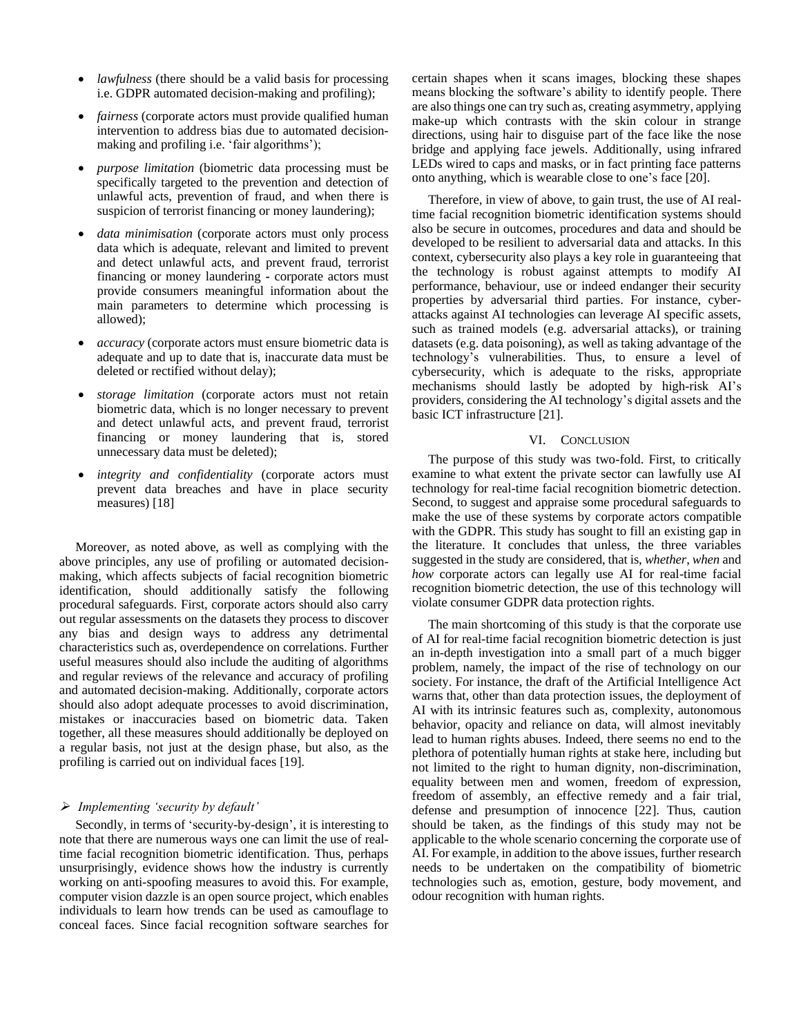- *lawfulness* (there should be a valid basis for processing i.e. GDPR automated decision-making and profiling);
- *fairness* (corporate actors must provide qualified human intervention to address bias due to automated decision-making and profiling i.e. 'fair algorithms');
- *purpose limitation* (biometric data processing must be specifically targeted to the prevention and detection of unlawful acts, prevention of fraud, and when there is suspicion of terrorist financing or money laundering);
- *data minimisation* (corporate actors must only process data which is adequate, relevant and limited to prevent and detect unlawful acts, and prevent fraud, terrorist financing or money laundering - corporate actors must provide consumers meaningful information about the main parameters to determine which processing is allowed);
- *accuracy* (corporate actors must ensure biometric data is adequate and up to date that is, inaccurate data must be deleted or rectified without delay);
- *storage limitation* (corporate actors must not retain biometric data, which is no longer necessary to prevent and detect unlawful acts, and prevent fraud, terrorist financing or money laundering that is, stored unnecessary data must be deleted);
- *integrity and confidentiality* (corporate actors must prevent data breaches and have in place security measures) [18]

Moreover, as noted above, as well as complying with the above principles, any use of profiling or automated decision-making, which affects subjects of facial recognition biometric identification, should additionally satisfy the following procedural safeguards. First, corporate actors should also carry out regular assessments on the datasets they process to discover any bias and design ways to address any detrimental characteristics such as, overdependence on correlations. Further useful measures should also include the auditing of algorithms and regular reviews of the relevance and accuracy of profiling and automated decision-making. Additionally, corporate actors should also adopt adequate processes to avoid discrimination, mistakes or inaccuracies based on biometric data. Taken together, all these measures should additionally be deployed on a regular basis, not just at the design phase, but also, as the profiling is carried out on individual faces [19].

- *Implementing 'security by default'*

Secondly, in terms of 'security-by-design', it is interesting to note that there are numerous ways one can limit the use of real-time facial recognition biometric identification. Thus, perhaps unsurprisingly, evidence shows how the industry is currently working on anti-spoofing measures to avoid this. For example, computer vision dazzle is an open source project, which enables individuals to learn how trends can be used as camouflage to conceal faces. Since facial recognition software searches for certain shapes when it scans images, blocking these shapes means blocking the software's ability to identify people. There are also things one can try such as, creating asymmetry, applying make-up which contrasts with the skin colour in strange directions, using hair to disguise part of the face like the nose bridge and applying face jewels. Additionally, using infrared LEDs wired to caps and masks, or in fact printing face patterns onto anything, which is wearable close to one's face [20].

Therefore, in view of above, to gain trust, the use of AI real-time facial recognition biometric identification systems should also be secure in outcomes, procedures and data and should be developed to be resilient to adversarial data and attacks. In this context, cybersecurity also plays a key role in guaranteeing that the technology is robust against attempts to modify AI performance, behaviour, use or indeed endanger their security properties by adversarial third parties. For instance, cyber-attacks against AI technologies can leverage AI specific assets, such as trained models (e.g. adversarial attacks), or training datasets (e.g. data poisoning), as well as taking advantage of the technology's vulnerabilities. Thus, to ensure a level of cybersecurity, which is adequate to the risks, appropriate mechanisms should lastly be adopted by high-risk AI's providers, considering the AI technology's digital assets and the basic ICT infrastructure [21].

## VI. Conclusion

The purpose of this study was two-fold. First, to critically examine to what extent the private sector can lawfully use AI technology for real-time facial recognition biometric detection. Second, to suggest and appraise some procedural safeguards to make the use of these systems by corporate actors compatible with the GDPR. This study has sought to fill an existing gap in the literature. It concludes that unless, the three variables suggested in the study are considered, that is, *whether*, *when* and *how* corporate actors can legally use AI for real-time facial recognition biometric detection, the use of this technology will violate consumer GDPR data protection rights.

The main shortcoming of this study is that the corporate use of AI for real-time facial recognition biometric detection is just an in-depth investigation into a small part of a much bigger problem, namely, the impact of the rise of technology on our society. For instance, the draft of the Artificial Intelligence Act warns that, other than data protection issues, the deployment of AI with its intrinsic features such as, complexity, autonomous behavior, opacity and reliance on data, will almost inevitably lead to human rights abuses. Indeed, there seems no end to the plethora of potentially human rights at stake here, including but not limited to the right to human dignity, non-discrimination, equality between men and women, freedom of expression, freedom of assembly, an effective remedy and a fair trial, defense and presumption of innocence [22]. Thus, caution should be taken, as the findings of this study may not be applicable to the whole scenario concerning the corporate use of AI. For example, in addition to the above issues, further research needs to be undertaken on the compatibility of biometric technologies such as, emotion, gesture, body movement, and odour recognition with human rights.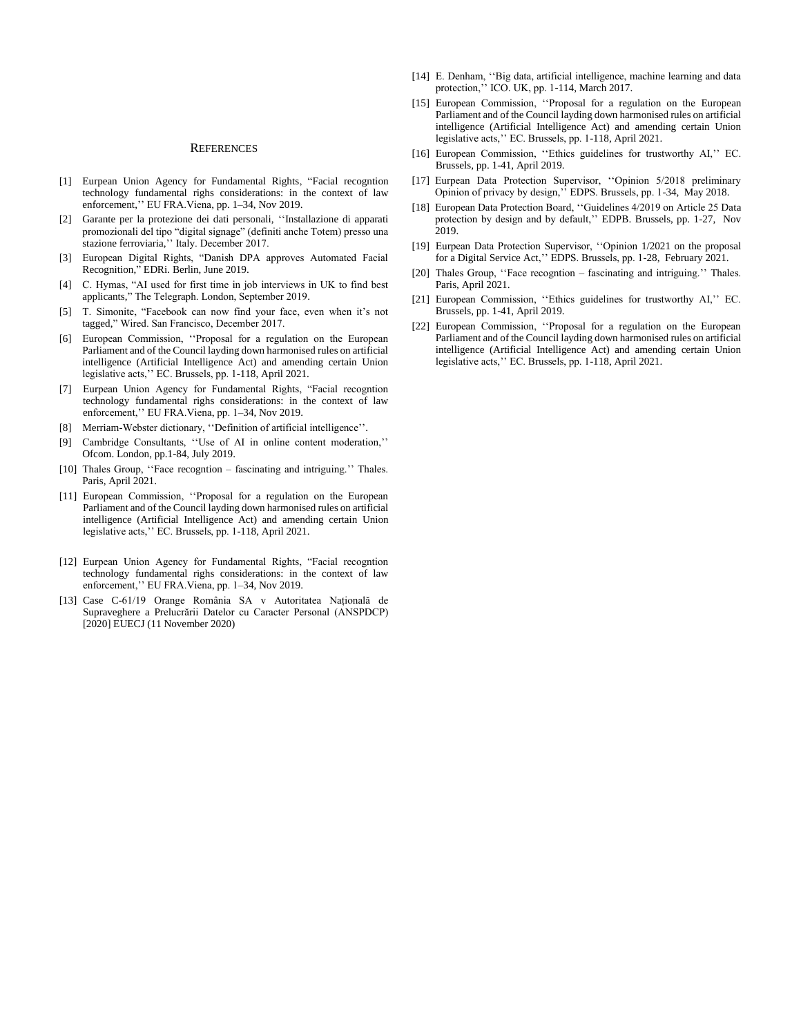## REFERENCES

[1] Eurpean Union Agency for Fundamental Rights, "Facial recogntion technology fundamental righs considerations: in the context of law enforcement,'' EU FRA.Viena, pp. 1–34, Nov 2019.

[2] Garante per la protezione dei dati personali, ''Installazione di apparati promozionali del tipo "digital signage" (definiti anche Totem) presso una stazione ferroviaria,'' Italy. December 2017.

[3] European Digital Rights, "Danish DPA approves Automated Facial Recognition," EDRi. Berlin, June 2019.

[4] C. Hymas, "AI used for first time in job interviews in UK to find best applicants," The Telegraph. London, September 2019.

[5] T. Simonite, "Facebook can now find your face, even when it's not tagged," Wired. San Francisco, December 2017.

[6] European Commission, ''Proposal for a regulation on the European Parliament and of the Council layding down harmonised rules on artificial intelligence (Artificial Intelligence Act) and amending certain Union legislative acts,'' EC. Brussels, pp. 1-118, April 2021.

[7] Eurpean Union Agency for Fundamental Rights, "Facial recogntion technology fundamental righs considerations: in the context of law enforcement,'' EU FRA.Viena, pp. 1–34, Nov 2019.

[8] Merriam-Webster dictionary, ''Definition of artificial intelligence''.

[9] Cambridge Consultants, ''Use of AI in online content moderation,'' Ofcom. London, pp.1-84, July 2019.

[10] Thales Group, ''Face recogntion – fascinating and intriguing.'' Thales. Paris, April 2021.

[11] European Commission, ''Proposal for a regulation on the European Parliament and of the Council layding down harmonised rules on artificial intelligence (Artificial Intelligence Act) and amending certain Union legislative acts,'' EC. Brussels, pp. 1-118, April 2021.

[12] Eurpean Union Agency for Fundamental Rights, "Facial recogntion technology fundamental righs considerations: in the context of law enforcement,'' EU FRA.Viena, pp. 1–34, Nov 2019.

[13] Case C-61/19 Orange România SA v Autoritatea Națională de Supraveghere a Prelucrării Datelor cu Caracter Personal (ANSPDCP) [2020] EUECJ (11 November 2020)

[14] E. Denham, ''Big data, artificial intelligence, machine learning and data protection,'' ICO. UK, pp. 1-114, March 2017.

[15] European Commission, ''Proposal for a regulation on the European Parliament and of the Council layding down harmonised rules on artificial intelligence (Artificial Intelligence Act) and amending certain Union legislative acts,'' EC. Brussels, pp. 1-118, April 2021.

[16] European Commission, ''Ethics guidelines for trustworthy AI,'' EC. Brussels, pp. 1-41, April 2019.

[17] Eurpean Data Protection Supervisor, ''Opinion 5/2018 preliminary Opinion of privacy by design,'' EDPS. Brussels, pp. 1-34, May 2018.

[18] European Data Protection Board, ''Guidelines 4/2019 on Article 25 Data protection by design and by default,'' EDPB. Brussels, pp. 1-27, Nov 2019.

[19] Eurpean Data Protection Supervisor, ''Opinion 1/2021 on the proposal for a Digital Service Act,'' EDPS. Brussels, pp. 1-28, February 2021.

[20] Thales Group, ''Face recogntion – fascinating and intriguing.'' Thales. Paris, April 2021.

[21] European Commission, ''Ethics guidelines for trustworthy AI,'' EC. Brussels, pp. 1-41, April 2019.

[22] European Commission, ''Proposal for a regulation on the European Parliament and of the Council layding down harmonised rules on artificial intelligence (Artificial Intelligence Act) and amending certain Union legislative acts,'' EC. Brussels, pp. 1-118, April 2021.